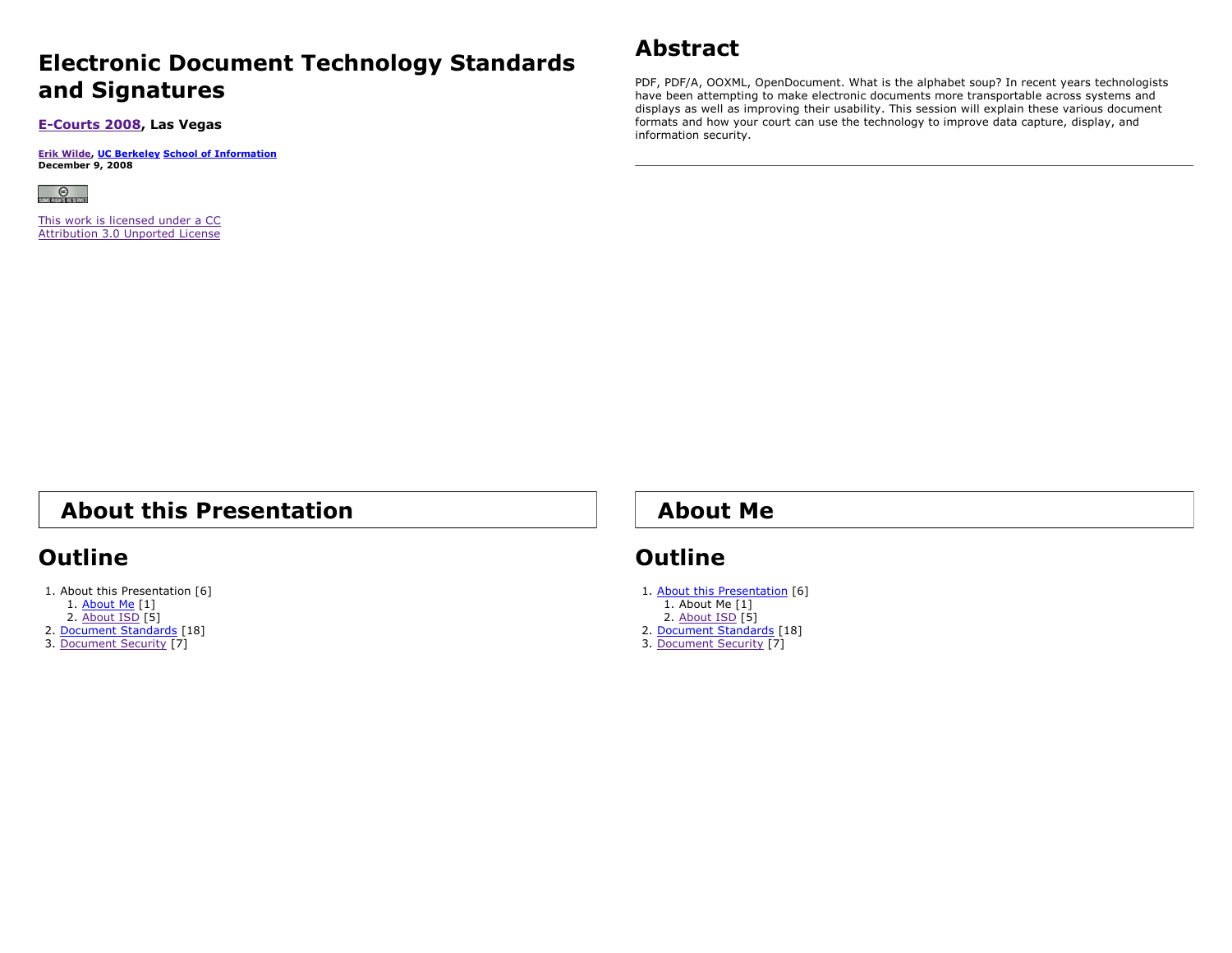# Electronic Document Technology Standards and Signatures

**E-Courts 2008, Las Vegas**

**Erik Wilde, UC Berkeley School of Information**
**December 9, 2008**

This work is licensed under a CC Attribution 3.0 Unported License

## Abstract

PDF, PDF/A, OOXML, OpenDocument. What is the alphabet soup? In recent years technologists have been attempting to make electronic documents more transportable across systems and displays as well as improving their usability. This session will explain these various document formats and how your court can use the technology to improve data capture, display, and information security.

---

# About this Presentation

## Outline

1. About this Presentation [6]
   1. About Me [1]
   2. About ISD [5]
2. Document Standards [18]
3. Document Security [7]

# About Me

## Outline

1. About this Presentation [6]
   1. About Me [1]
   2. About ISD [5]
2. Document Standards [18]
3. Document Security [7]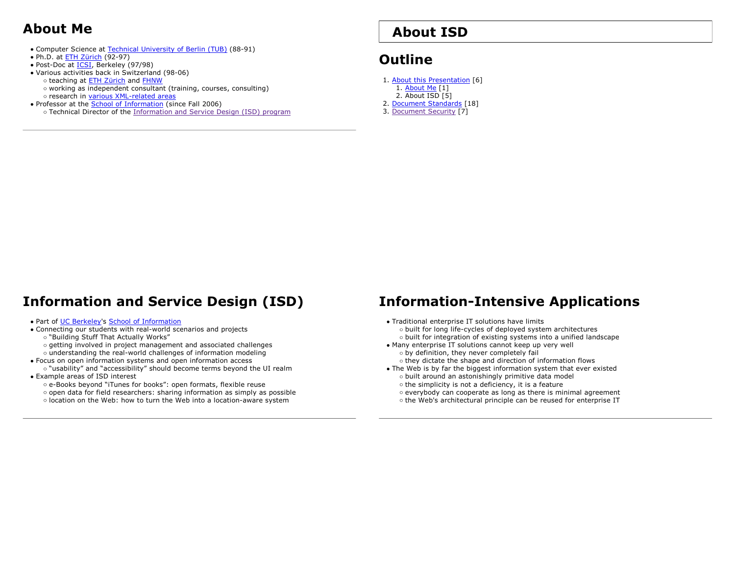# About Me

- Computer Science at Technical University of Berlin (TUB) (88-91)
- Ph.D. at ETH Zürich (92-97)
- Post-Doc at ICSI, Berkeley (97/98)
- Various activities back in Switzerland (98-06)
  - teaching at ETH Zürich and FHNW
  - working as independent consultant (training, courses, consulting)
  - research in various XML-related areas
- Professor at the School of Information (since Fall 2006)
  - Technical Director of the Information and Service Design (ISD) program

---

# About ISD

# Outline

1. About this Presentation [6]
   1. About Me [1]
   2. About ISD [5]
2. Document Standards [18]
3. Document Security [7]

# Information and Service Design (ISD)

- Part of UC Berkeley's School of Information
- Connecting our students with real-world scenarios and projects
  - "Building Stuff That Actually Works"
  - getting involved in project management and associated challenges
  - understanding the real-world challenges of information modeling
- Focus on open information systems and open information access
  - "usability" and "accessibility" should become terms beyond the UI realm
- Example areas of ISD interest
  - e-Books beyond "iTunes for books": open formats, flexible reuse
  - open data for field researchers: sharing information as simply as possible
  - location on the Web: how to turn the Web into a location-aware system

---

# Information-Intensive Applications

- Traditional enterprise IT solutions have limits
  - built for long life-cycles of deployed system architectures
  - built for integration of existing systems into a unified landscape
- Many enterprise IT solutions cannot keep up very well
  - by definition, they never completely fail
  - they dictate the shape and direction of information flows
- The Web is by far the biggest information system that ever existed
  - built around an astonishingly primitive data model
  - the simplicity is not a deficiency, it is a feature
  - everybody can cooperate as long as there is minimal agreement
  - the Web's architectural principle can be reused for enterprise IT

---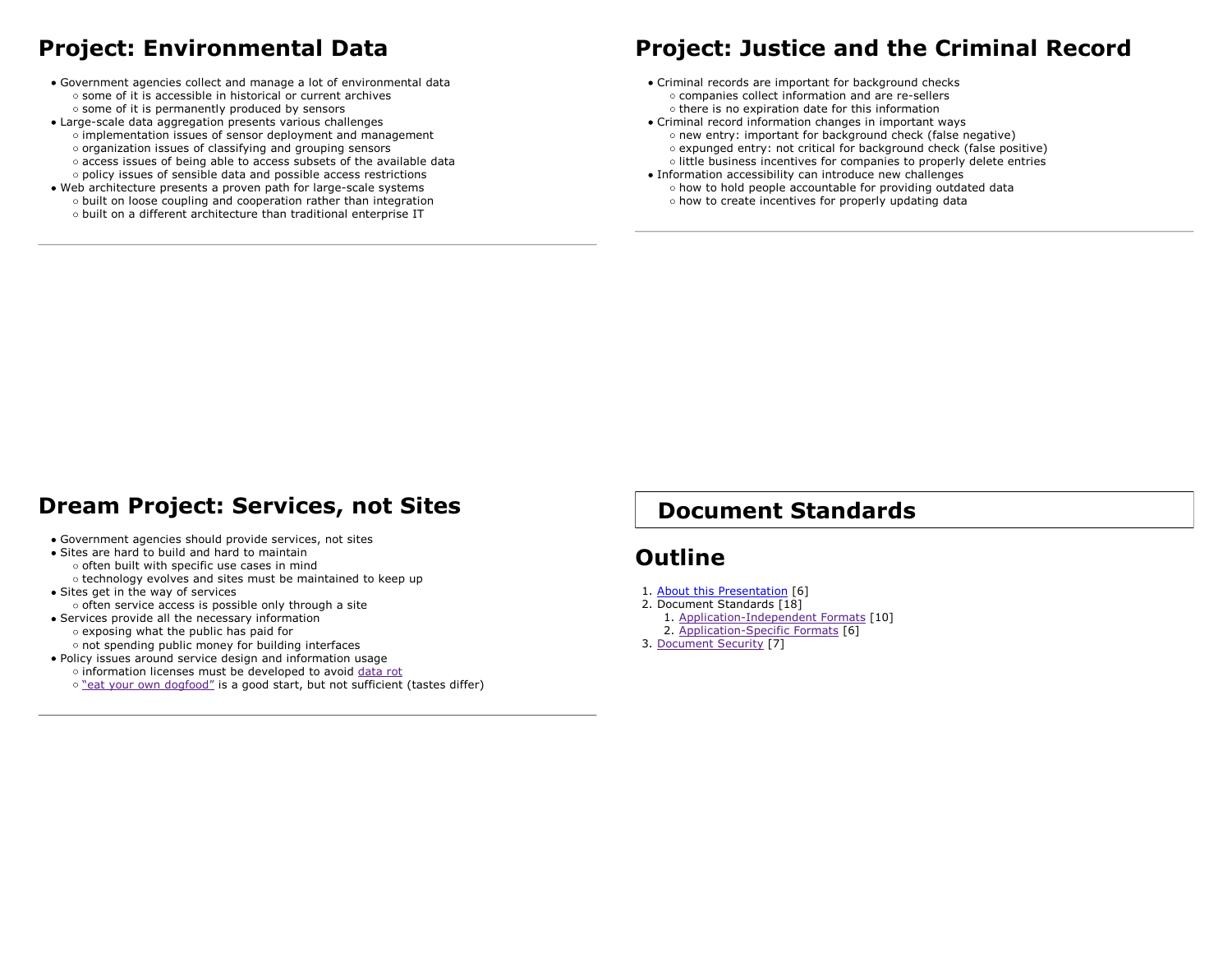# Project: Environmental Data

- Government agencies collect and manage a lot of environmental data
  - some of it is accessible in historical or current archives
  - some of it is permanently produced by sensors
- Large-scale data aggregation presents various challenges
  - implementation issues of sensor deployment and management
  - organization issues of classifying and grouping sensors
  - access issues of being able to access subsets of the available data
  - policy issues of sensible data and possible access restrictions
- Web architecture presents a proven path for large-scale systems
  - built on loose coupling and cooperation rather than integration
  - built on a different architecture than traditional enterprise IT

---

# Project: Justice and the Criminal Record

- Criminal records are important for background checks
  - companies collect information and are re-sellers
  - there is no expiration date for this information
- Criminal record information changes in important ways
  - new entry: important for background check (false negative)
  - expunged entry: not critical for background check (false positive)
  - little business incentives for companies to properly delete entries
- Information accessibility can introduce new challenges
  - how to hold people accountable for providing outdated data
  - how to create incentives for properly updating data

---

# Dream Project: Services, not Sites

- Government agencies should provide services, not sites
- Sites are hard to build and hard to maintain
  - often built with specific use cases in mind
  - technology evolves and sites must be maintained to keep up
- Sites get in the way of services
  - often service access is possible only through a site
- Services provide all the necessary information
  - exposing what the public has paid for
  - not spending public money for building interfaces
- Policy issues around service design and information usage
  - information licenses must be developed to avoid data rot
  - "eat your own dogfood" is a good start, but not sufficient (tastes differ)

---

# Document Standards

## Outline

1. About this Presentation [6]
2. Document Standards [18]
   1. Application-Independent Formats [10]
   2. Application-Specific Formats [6]
3. Document Security [7]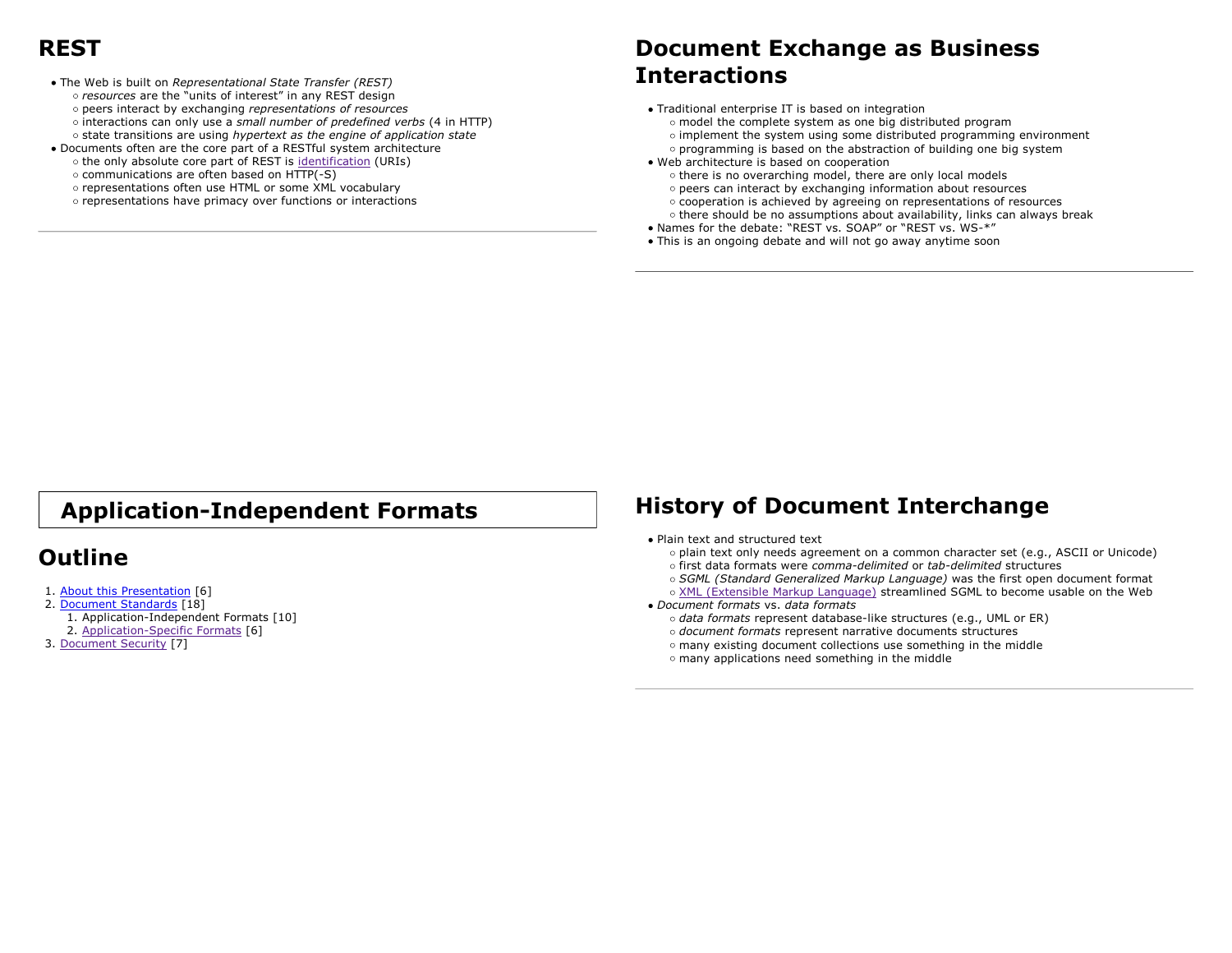# REST

- The Web is built on *Representational State Transfer (REST)*
  - *resources* are the "units of interest" in any REST design
  - peers interact by exchanging *representations of resources*
  - interactions can only use a *small number of predefined verbs* (4 in HTTP)
  - state transitions are using *hypertext as the engine of application state*
- Documents often are the core part of a RESTful system architecture
  - the only absolute core part of REST is identification (URIs)
  - communications are often based on HTTP(-S)
  - representations often use HTML or some XML vocabulary
  - representations have primacy over functions or interactions

# Document Exchange as Business Interactions

- Traditional enterprise IT is based on integration
  - model the complete system as one big distributed program
  - implement the system using some distributed programming environment
  - programming is based on the abstraction of building one big system
- Web architecture is based on cooperation
  - there is no overarching model, there are only local models
  - peers can interact by exchanging information about resources
  - cooperation is achieved by agreeing on representations of resources
  - there should be no assumptions about availability, links can always break
- Names for the debate: "REST vs. SOAP" or "REST vs. WS-*"
- This is an ongoing debate and will not go away anytime soon

# Application-Independent Formats

# Outline

1. About this Presentation [6]
2. Document Standards [18]
   1. Application-Independent Formats [10]
   2. Application-Specific Formats [6]
3. Document Security [7]

# History of Document Interchange

- Plain text and structured text
  - plain text only needs agreement on a common character set (e.g., ASCII or Unicode)
  - first data formats were *comma-delimited* or *tab-delimited* structures
  - *SGML (Standard Generalized Markup Language)* was the first open document format
  - XML (Extensible Markup Language) streamlined SGML to become usable on the Web
- *Document formats* vs. *data formats*
  - *data formats* represent database-like structures (e.g., UML or ER)
  - *document formats* represent narrative documents structures
  - many existing document collections use something in the middle
  - many applications need something in the middle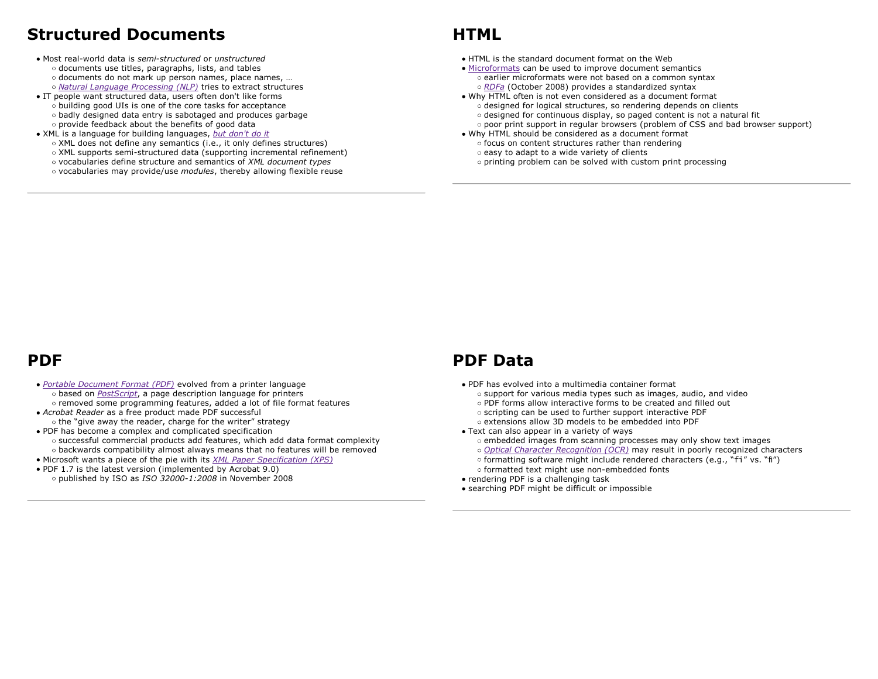# Structured Documents

- Most real-world data is *semi-structured* or *unstructured*
  - documents use titles, paragraphs, lists, and tables
  - documents do not mark up person names, place names, …
  - *Natural Language Processing (NLP)* tries to extract structures
- IT people want structured data, users often don't like forms
  - building good UIs is one of the core tasks for acceptance
  - badly designed data entry is sabotaged and produces garbage
  - provide feedback about the benefits of good data
- XML is a language for building languages, *but don't do it*
  - XML does not define any semantics (i.e., it only defines structures)
  - XML supports semi-structured data (supporting incremental refinement)
  - vocabularies define structure and semantics of *XML document types*
  - vocabularies may provide/use *modules*, thereby allowing flexible reuse

# HTML

- HTML is the standard document format on the Web
- Microformats can be used to improve document semantics
  - earlier microformats were not based on a common syntax
  - *RDFa* (October 2008) provides a standardized syntax
- Why HTML often is not even considered as a document format
  - designed for logical structures, so rendering depends on clients
  - designed for continuous display, so paged content is not a natural fit
  - poor print support in regular browsers (problem of CSS and bad browser support)
- Why HTML should be considered as a document format
  - focus on content structures rather than rendering
  - easy to adapt to a wide variety of clients
  - printing problem can be solved with custom print processing

# PDF

- *Portable Document Format (PDF)* evolved from a printer language
  - based on *PostScript*, a page description language for printers
  - removed some programming features, added a lot of file format features
- *Acrobat Reader* as a free product made PDF successful
  - the "give away the reader, charge for the writer" strategy
- PDF has become a complex and complicated specification
  - successful commercial products add features, which add data format complexity
  - backwards compatibility almost always means that no features will be removed
- Microsoft wants a piece of the pie with its *XML Paper Specification (XPS)*
- PDF 1.7 is the latest version (implemented by Acrobat 9.0)
  - published by ISO as *ISO 32000-1:2008* in November 2008

# PDF Data

- PDF has evolved into a multimedia container format
  - support for various media types such as images, audio, and video
  - PDF forms allow interactive forms to be created and filled out
  - scripting can be used to further support interactive PDF
  - extensions allow 3D models to be embedded into PDF
- Text can also appear in a variety of ways
  - embedded images from scanning processes may only show text images
  - *Optical Character Recognition (OCR)* may result in poorly recognized characters
  - formatting software might include rendered characters (e.g., "fi" vs. "ﬁ")
  - formatted text might use non-embedded fonts
- rendering PDF is a challenging task
- searching PDF might be difficult or impossible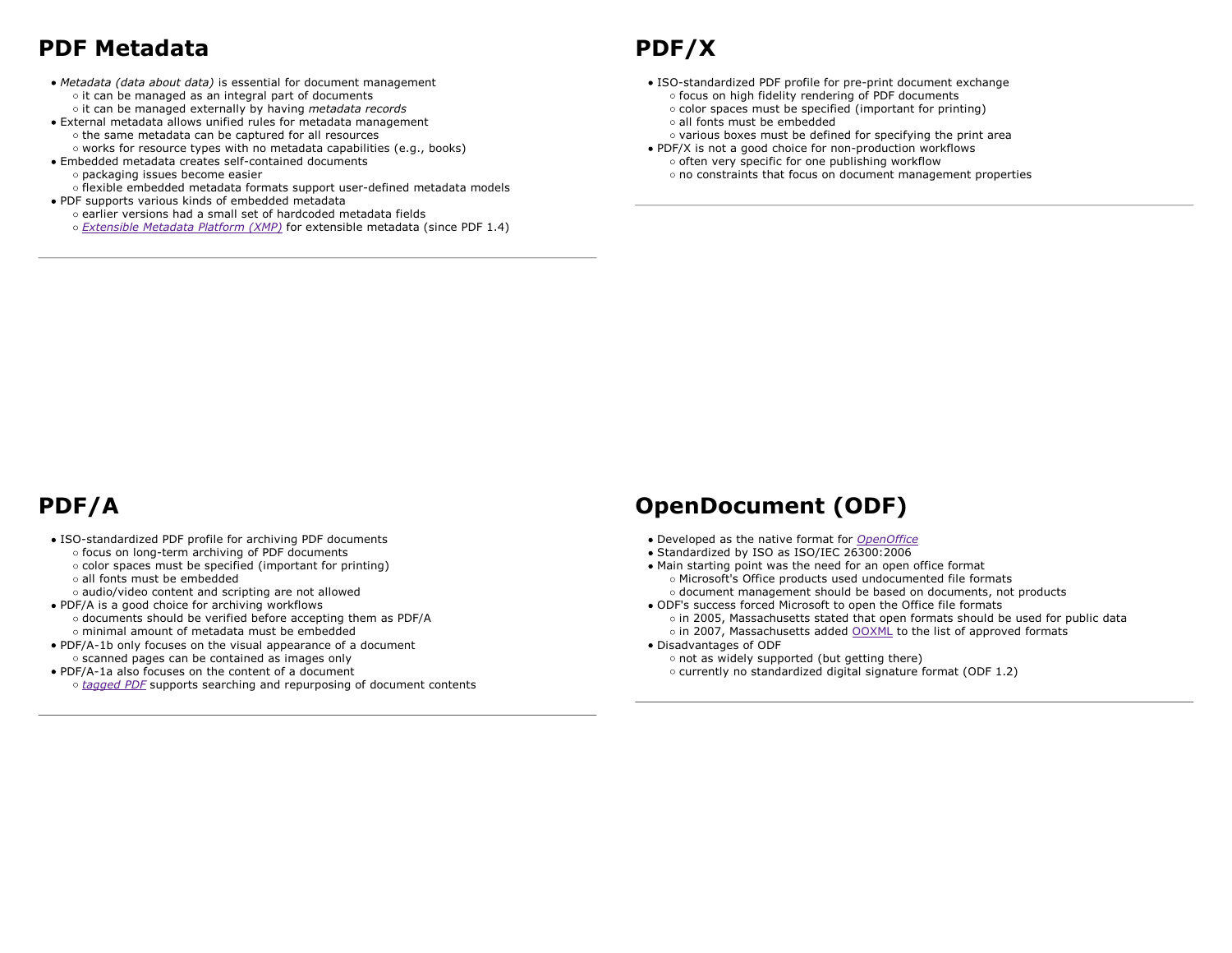# PDF Metadata

- *Metadata (data about data)* is essential for document management
  - it can be managed as an integral part of documents
  - it can be managed externally by having *metadata records*
- External metadata allows unified rules for metadata management
  - the same metadata can be captured for all resources
  - works for resource types with no metadata capabilities (e.g., books)
- Embedded metadata creates self-contained documents
  - packaging issues become easier
  - flexible embedded metadata formats support user-defined metadata models
- PDF supports various kinds of embedded metadata
  - earlier versions had a small set of hardcoded metadata fields
  - *Extensible Metadata Platform (XMP)* for extensible metadata (since PDF 1.4)

# PDF/X

- ISO-standardized PDF profile for pre-print document exchange
  - focus on high fidelity rendering of PDF documents
  - color spaces must be specified (important for printing)
  - all fonts must be embedded
  - various boxes must be defined for specifying the print area
- PDF/X is not a good choice for non-production workflows
  - often very specific for one publishing workflow
  - no constraints that focus on document management properties

# PDF/A

- ISO-standardized PDF profile for archiving PDF documents
  - focus on long-term archiving of PDF documents
  - color spaces must be specified (important for printing)
  - all fonts must be embedded
  - audio/video content and scripting are not allowed
- PDF/A is a good choice for archiving workflows
  - documents should be verified before accepting them as PDF/A
  - minimal amount of metadata must be embedded
- PDF/A-1b only focuses on the visual appearance of a document
  - scanned pages can be contained as images only
- PDF/A-1a also focuses on the content of a document
  - *tagged PDF* supports searching and repurposing of document contents

# OpenDocument (ODF)

- Developed as the native format for *OpenOffice*
- Standardized by ISO as ISO/IEC 26300:2006
- Main starting point was the need for an open office format
  - Microsoft's Office products used undocumented file formats
  - document management should be based on documents, not products
- ODF's success forced Microsoft to open the Office file formats
  - in 2005, Massachusetts stated that open formats should be used for public data
  - in 2007, Massachusetts added OOXML to the list of approved formats
- Disadvantages of ODF
  - not as widely supported (but getting there)
  - currently no standardized digital signature format (ODF 1.2)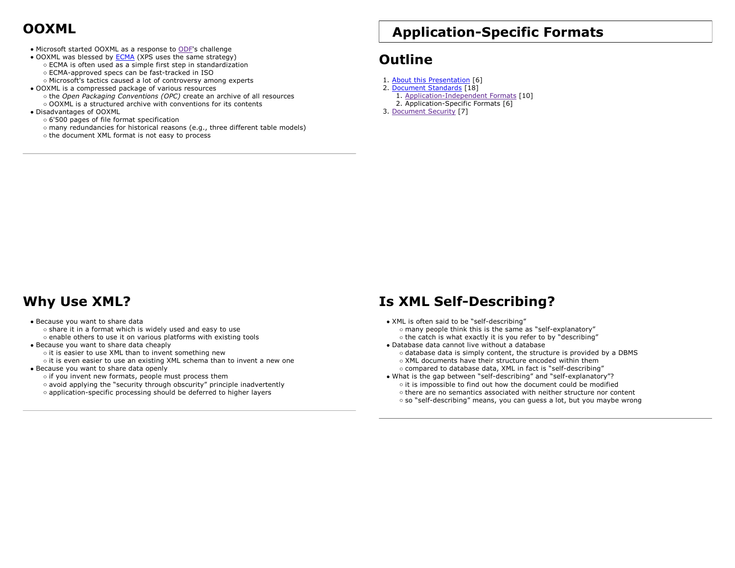# OOXML

- Microsoft started OOXML as a response to ODF's challenge
- OOXML was blessed by ECMA (XPS uses the same strategy)
  - ECMA is often used as a simple first step in standardization
  - ECMA-approved specs can be fast-tracked in ISO
  - Microsoft's tactics caused a lot of controversy among experts
- OOXML is a compressed package of various resources
  - the *Open Packaging Conventions (OPC)* create an archive of all resources
  - OOXML is a structured archive with conventions for its contents
- Disadvantages of OOXML
  - 6'500 pages of file format specification
  - many redundancies for historical reasons (e.g., three different table models)
  - the document XML format is not easy to process

# Application-Specific Formats

## Outline

1. About this Presentation [6]
2. Document Standards [18]
   1. Application-Independent Formats [10]
   2. Application-Specific Formats [6]
3. Document Security [7]

# Why Use XML?

- Because you want to share data
  - share it in a format which is widely used and easy to use
  - enable others to use it on various platforms with existing tools
- Because you want to share data cheaply
  - it is easier to use XML than to invent something new
  - it is even easier to use an existing XML schema than to invent a new one
- Because you want to share data openly
  - if you invent new formats, people must process them
  - avoid applying the "security through obscurity" principle inadvertently
  - application-specific processing should be deferred to higher layers

# Is XML Self-Describing?

- XML is often said to be "self-describing"
  - many people think this is the same as "self-explanatory"
  - the catch is what exactly it is you refer to by "describing"
- Database data cannot live without a database
  - database data is simply content, the structure is provided by a DBMS
  - XML documents have their structure encoded within them
  - compared to database data, XML in fact is "self-describing"
- What is the gap between "self-describing" and "self-explanatory"?
  - it is impossible to find out how the document could be modified
  - there are no semantics associated with neither structure nor content
  - so "self-describing" means, you can guess a lot, but you maybe wrong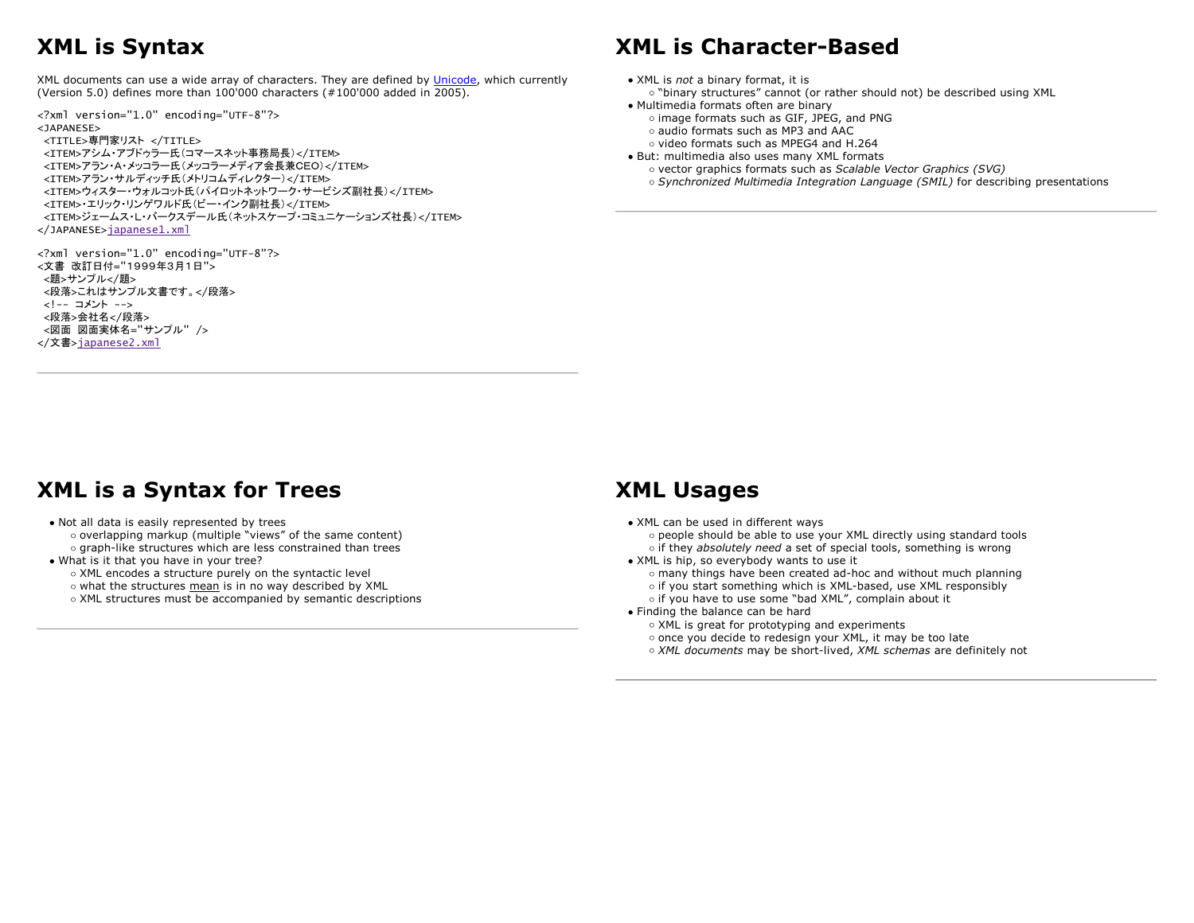# XML is Syntax

XML documents can use a wide array of characters. They are defined by Unicode, which currently (Version 5.0) defines more than 100'000 characters (#100'000 added in 2005).

```
<?xml version="1.0" encoding="UTF-8"?>
<JAPANESE>
 <TITLE>専門家リスト </TITLE>
 <ITEM>アシム・アブドゥラー氏(コマースネット事務局長)</ITEM>
 <ITEM>アラン・A・メッコラー氏(メッコラーメディア会長兼CEO)</ITEM>
 <ITEM>アラン・サルディッチ氏(メトリコムディレクター)</ITEM>
 <ITEM>ウィスター・ウォルコット氏(パイロットネットワーク・サービシズ副社長)</ITEM>
 <ITEM>・エリック・リンゲワルド氏(ビー・インク副社長)</ITEM>
 <ITEM>ジェームス・L・バークスデール氏(ネットスケープ・コミュニケーションズ社長)</ITEM>
</JAPANESE>
```

japanese1.xml

```
<?xml version="1.0" encoding="UTF-8"?>
<文書 改訂日付="1999年3月1日">
 <題>サンプル</題>
 <段落>これはサンプル文書です。</段落>
 <!-- コメント -->
 <段落>会社名</段落>
 <図面 図面実体名="サンプル" />
</文書>
```

japanese2.xml

# XML is Character-Based

- XML is *not* a binary format, it is
  - "binary structures" cannot (or rather should not) be described using XML
- Multimedia formats often are binary
  - image formats such as GIF, JPEG, and PNG
  - audio formats such as MP3 and AAC
  - video formats such as MPEG4 and H.264
- But: multimedia also uses many XML formats
  - vector graphics formats such as *Scalable Vector Graphics (SVG)*
  - *Synchronized Multimedia Integration Language (SMIL)* for describing presentations

# XML is a Syntax for Trees

- Not all data is easily represented by trees
  - overlapping markup (multiple "views" of the same content)
  - graph-like structures which are less constrained than trees
- What is it that you have in your tree?
  - XML encodes a structure purely on the syntactic level
  - what the structures mean is in no way described by XML
  - XML structures must be accompanied by semantic descriptions

# XML Usages

- XML can be used in different ways
  - people should be able to use your XML directly using standard tools
  - if they *absolutely need* a set of special tools, something is wrong
- XML is hip, so everybody wants to use it
  - many things have been created ad-hoc and without much planning
  - if you start something which is XML-based, use XML responsibly
  - if you have to use some "bad XML", complain about it
- Finding the balance can be hard
  - XML is great for prototyping and experiments
  - once you decide to redesign your XML, it may be too late
  - *XML documents* may be short-lived, *XML schemas* are definitely not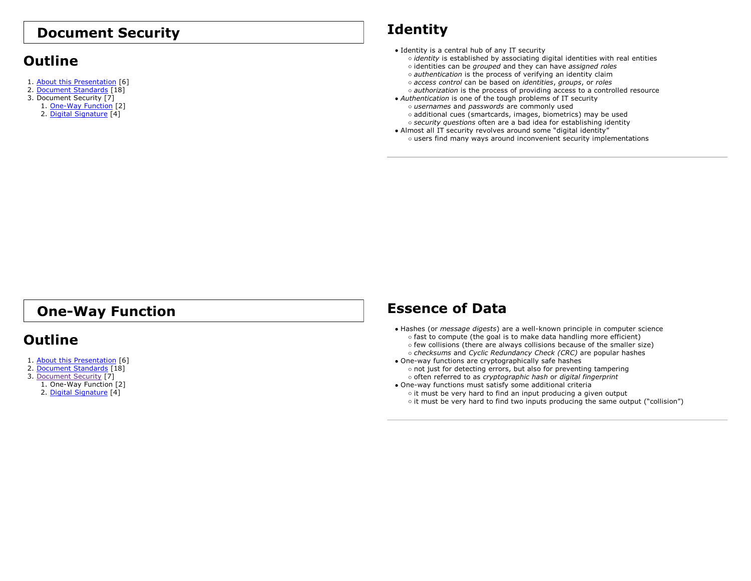# Document Security

## Outline

1. About this Presentation [6]
2. Document Standards [18]
3. Document Security [7]
    1. One-Way Function [2]
    2. Digital Signature [4]

## Identity

- Identity is a central hub of any IT security
    - *identity* is established by associating digital identities with real entities
    - identities can be *grouped* and they can have *assigned roles*
    - *authentication* is the process of verifying an identity claim
    - *access control* can be based on *identities*, *groups*, or *roles*
    - *authorization* is the process of providing access to a controlled resource
- *Authentication* is one of the tough problems of IT security
    - *usernames* and *passwords* are commonly used
    - additional cues (smartcards, images, biometrics) may be used
    - *security questions* often are a bad idea for establishing identity
- Almost all IT security revolves around some "digital identity"
    - users find many ways around inconvenient security implementations

# One-Way Function

## Outline

1. About this Presentation [6]
2. Document Standards [18]
3. Document Security [7]
    1. One-Way Function [2]
    2. Digital Signature [4]

## Essence of Data

- Hashes (or *message digests*) are a well-known principle in computer science
    - fast to compute (the goal is to make data handling more efficient)
    - few collisions (there are always collisions because of the smaller size)
    - *checksums* and *Cyclic Redundancy Check (CRC)* are popular hashes
- One-way functions are cryptographically safe hashes
    - not just for detecting errors, but also for preventing tampering
    - often referred to as *cryptographic hash* or *digital fingerprint*
- One-way functions must satisfy some additional criteria
    - it must be very hard to find an input producing a given output
    - it must be very hard to find two inputs producing the same output ("collision")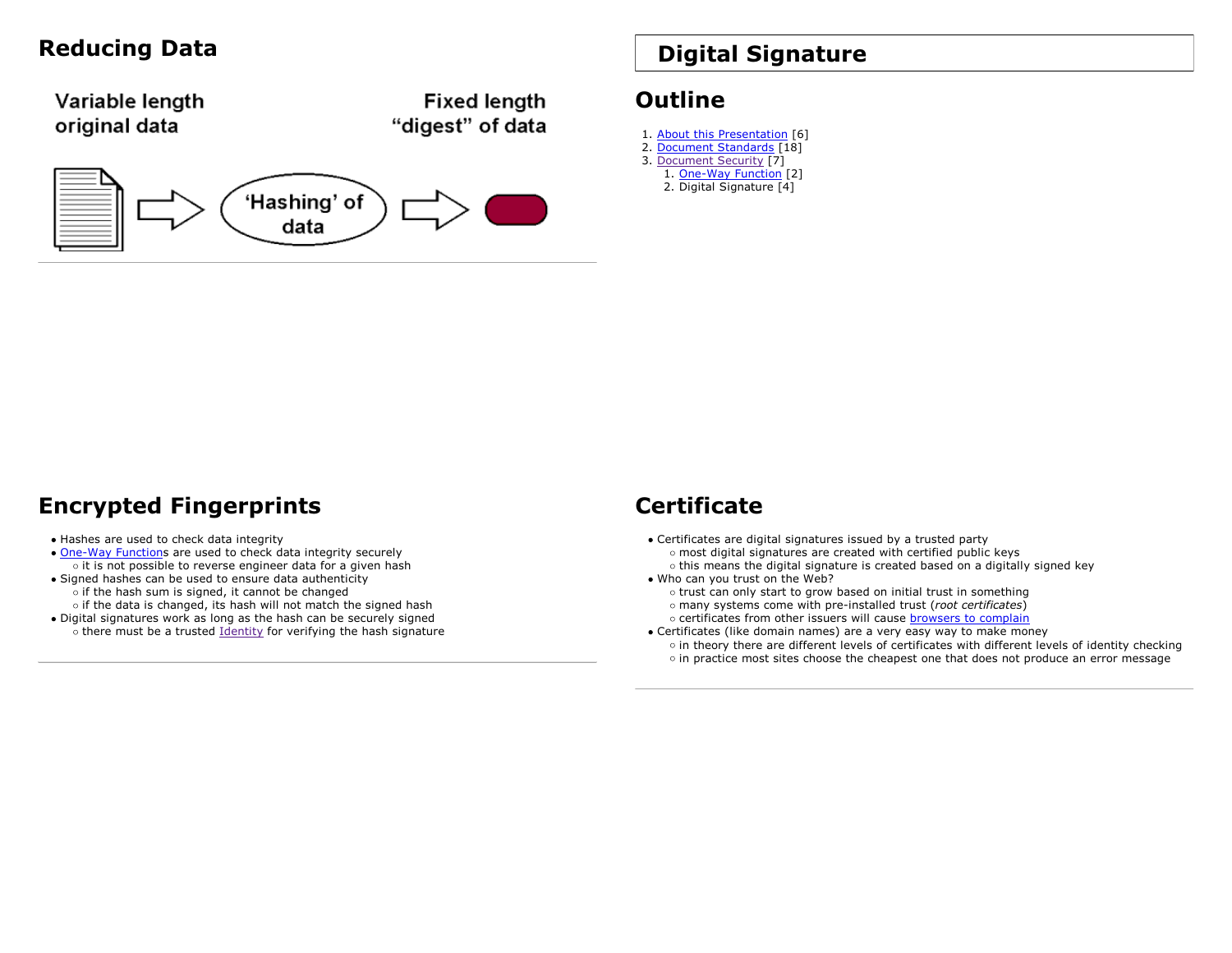## Reducing Data

Variable length original data

Fixed length "digest" of data

'Hashing' of data

## Encrypted Fingerprints

- Hashes are used to check data integrity
- One-Way Functions are used to check data integrity securely
  - it is not possible to reverse engineer data for a given hash
- Signed hashes can be used to ensure data authenticity
  - if the hash sum is signed, it cannot be changed
  - if the data is changed, its hash will not match the signed hash
- Digital signatures work as long as the hash can be securely signed
  - there must be a trusted Identity for verifying the hash signature

# Digital Signature

## Outline

1. About this Presentation [6]
2. Document Standards [18]
3. Document Security [7]
   1. One-Way Function [2]
   2. Digital Signature [4]

## Certificate

- Certificates are digital signatures issued by a trusted party
  - most digital signatures are created with certified public keys
  - this means the digital signature is created based on a digitally signed key
- Who can you trust on the Web?
  - trust can only start to grow based on initial trust in something
  - many systems come with pre-installed trust (*root certificates*)
  - certificates from other issuers will cause browsers to complain
- Certificates (like domain names) are a very easy way to make money
  - in theory there are different levels of certificates with different levels of identity checking
  - in practice most sites choose the cheapest one that does not produce an error message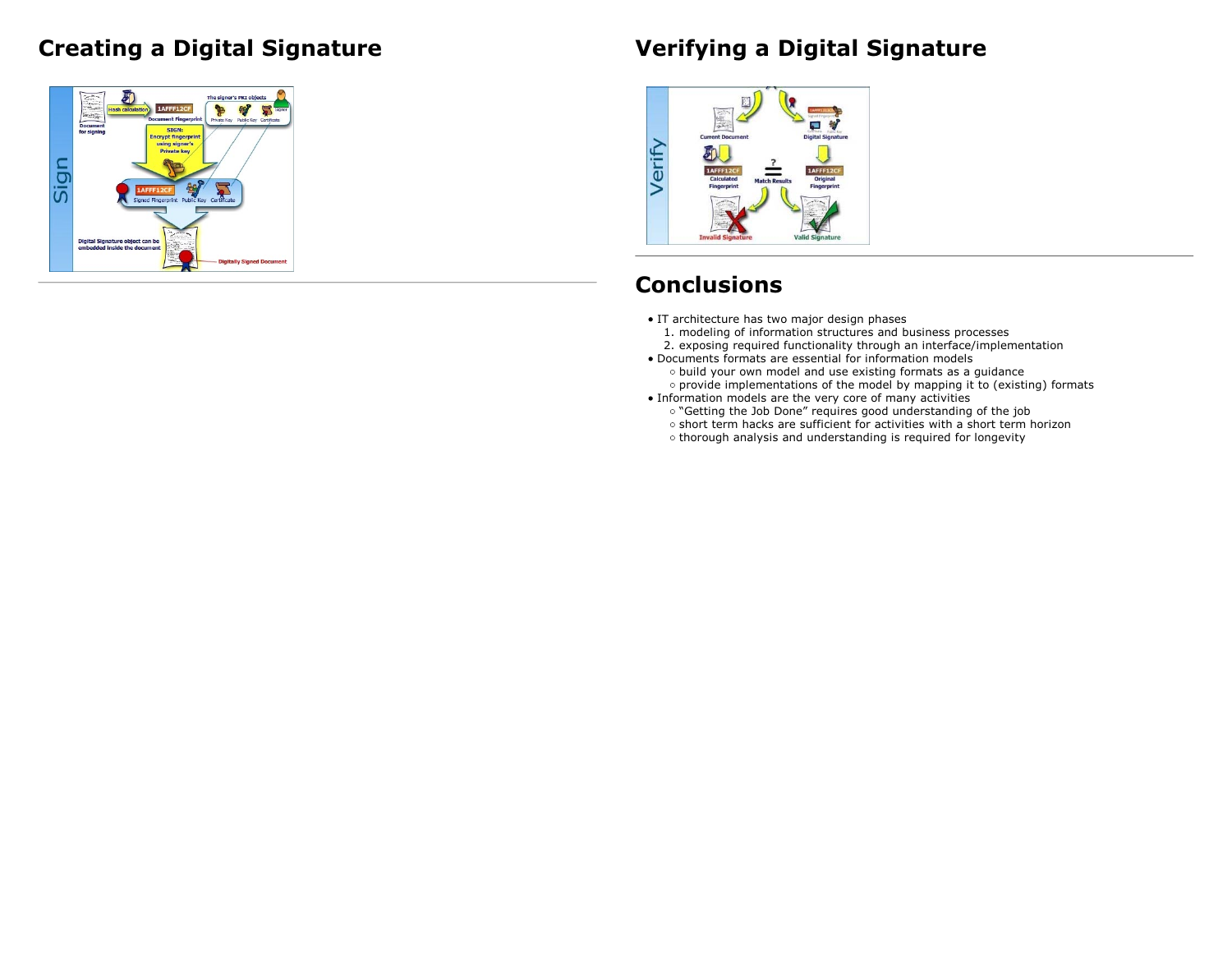## Creating a Digital Signature

## Verifying a Digital Signature

## Conclusions

- IT architecture has two major design phases
  1. modeling of information structures and business processes
  2. exposing required functionality through an interface/implementation
- Documents formats are essential for information models
  - build your own model and use existing formats as a guidance
  - provide implementations of the model by mapping it to (existing) formats
- Information models are the very core of many activities
  - “Getting the Job Done” requires good understanding of the job
  - short term hacks are sufficient for activities with a short term horizon
  - thorough analysis and understanding is required for longevity